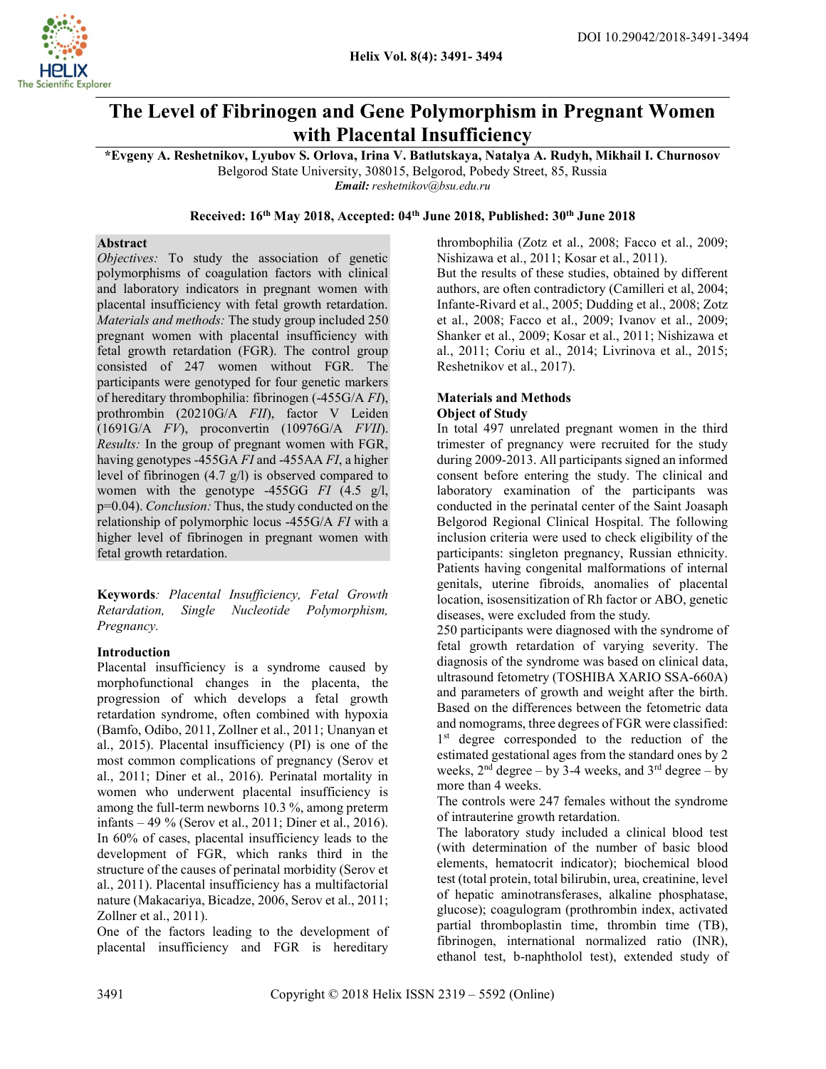# The Level of Fibrinogen and Gene Polymorphism in Pregnant Women with Placental Insufficiency

**\*Evgeny A. Reshetnikov, Lyubov S. Orlova, Irina V. Batlutskaya, Natalya A. Rudyh, Mikhail I. Churnosov**

Belgorod State University, 308015, Belgorod, Pobedy Street, 85, Russia

***Email:*** *reshetnikov@bsu.edu.ru*

**Received: 16th May 2018, Accepted: 04th June 2018, Published: 30th June 2018**

## Abstract

*Objectives:* To study the association of genetic polymorphisms of coagulation factors with clinical and laboratory indicators in pregnant women with placental insufficiency with fetal growth retardation. *Materials and methods:* The study group included 250 pregnant women with placental insufficiency with fetal growth retardation (FGR). The control group consisted of 247 women without FGR. The participants were genotyped for four genetic markers of hereditary thrombophilia: fibrinogen (-455G/A *FI*), prothrombin (20210G/A *FII*), factor V Leiden (1691G/A *FV*), proconvertin (10976G/A *FVII*). *Results:* In the group of pregnant women with FGR, having genotypes -455GA *FI* and -455AA *FI*, a higher level of fibrinogen (4.7 g/l) is observed compared to women with the genotype -455GG *FI* (4.5 g/l, p=0.04). *Conclusion:* Thus, the study conducted on the relationship of polymorphic locus -455G/A *FI* with a higher level of fibrinogen in pregnant women with fetal growth retardation.

**Keywords***: Placental Insufficiency, Fetal Growth Retardation, Single Nucleotide Polymorphism, Pregnancy.*

## Introduction

Placental insufficiency is a syndrome caused by morphofunctional changes in the placenta, the progression of which develops a fetal growth retardation syndrome, often combined with hypoxia (Bamfo, Odibo, 2011, Zollner et al., 2011; Unanyan et al., 2015). Placental insufficiency (PI) is one of the most common complications of pregnancy (Serov et al., 2011; Diner et al., 2016). Perinatal mortality in women who underwent placental insufficiency is among the full-term newborns 10.3 %, among preterm infants – 49 % (Serov et al., 2011; Diner et al., 2016). In 60% of cases, placental insufficiency leads to the development of FGR, which ranks third in the structure of the causes of perinatal morbidity (Serov et al., 2011). Placental insufficiency has a multifactorial nature (Makacariya, Bicadze, 2006, Serov et al., 2011; Zollner et al., 2011).

One of the factors leading to the development of placental insufficiency and FGR is hereditary thrombophilia (Zotz et al., 2008; Facco et al., 2009; Nishizawa et al., 2011; Kosar et al., 2011).

But the results of these studies, obtained by different authors, are often contradictory (Camilleri et al, 2004; Infante-Rivard et al., 2005; Dudding et al., 2008; Zotz et al., 2008; Facco et al., 2009; Ivanov et al., 2009; Shanker et al., 2009; Kosar et al., 2011; Nishizawa et al., 2011; Coriu et al., 2014; Livrinova et al., 2015; Reshetnikov et al., 2017).

## Materials and Methods

### Object of Study

In total 497 unrelated pregnant women in the third trimester of pregnancy were recruited for the study during 2009-2013. All participants signed an informed consent before entering the study. The clinical and laboratory examination of the participants was conducted in the perinatal center of the Saint Joasaph Belgorod Regional Clinical Hospital. The following inclusion criteria were used to check eligibility of the participants: singleton pregnancy, Russian ethnicity. Patients having congenital malformations of internal genitals, uterine fibroids, anomalies of placental location, isosensitization of Rh factor or ABO, genetic diseases, were excluded from the study.

250 participants were diagnosed with the syndrome of fetal growth retardation of varying severity. The diagnosis of the syndrome was based on clinical data, ultrasound fetometry (TOSHIBA XARIO SSA-660A) and parameters of growth and weight after the birth. Based on the differences between the fetometric data and nomograms, three degrees of FGR were classified: 1st degree corresponded to the reduction of the estimated gestational ages from the standard ones by 2 weeks, 2nd degree – by 3-4 weeks, and 3rd degree – by more than 4 weeks.

The controls were 247 females without the syndrome of intrauterine growth retardation.

The laboratory study included a clinical blood test (with determination of the number of basic blood elements, hematocrit indicator); biochemical blood test (total protein, total bilirubin, urea, creatinine, level of hepatic aminotransferases, alkaline phosphatase, glucose); coagulogram (prothrombin index, activated partial thromboplastin time, thrombin time (TB), fibrinogen, international normalized ratio (INR), ethanol test, b-naphtholol test), extended study of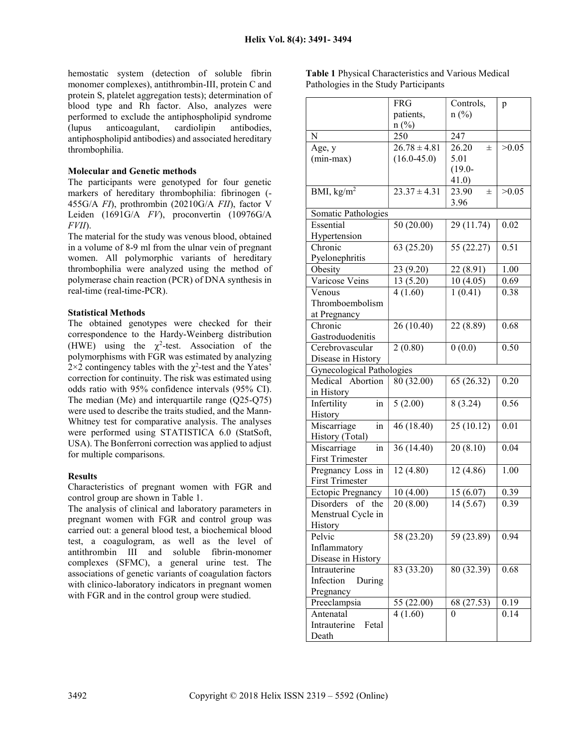hemostatic system (detection of soluble fibrin monomer complexes), antithrombin-III, protein C and protein S, platelet aggregation tests); determination of blood type and Rh factor. Also, analyzes were performed to exclude the antiphospholipid syndrome (lupus anticoagulant, cardiolipin antibodies, antiphospholipid antibodies) and associated hereditary thrombophilia.

**Molecular and Genetic methods**

The participants were genotyped for four genetic markers of hereditary thrombophilia: fibrinogen (-455G/A *FI*), prothrombin (20210G/A *FII*), factor V Leiden (1691G/A *FV*), proconvertin (10976G/A *FVII*).

The material for the study was venous blood, obtained in a volume of 8-9 ml from the ulnar vein of pregnant women. All polymorphic variants of hereditary thrombophilia were analyzed using the method of polymerase chain reaction (PCR) of DNA synthesis in real-time (real-time-PCR).

**Statistical Methods**

The obtained genotypes were checked for their correspondence to the Hardy-Weinberg distribution (HWE) using the $\chi^2$-test. Association of the polymorphisms with FGR was estimated by analyzing 2×2 contingency tables with the $\chi^2$-test and the Yates' correction for continuity. The risk was estimated using odds ratio with 95% confidence intervals (95% CI). The median (Me) and interquartile range (Q25-Q75) were used to describe the traits studied, and the Mann-Whitney test for comparative analysis. The analyses were performed using STATISTICA 6.0 (StatSoft, USA). The Bonferroni correction was applied to adjust for multiple comparisons.

**Results**

Characteristics of pregnant women with FGR and control group are shown in Table 1.

The analysis of clinical and laboratory parameters in pregnant women with FGR and control group was carried out: a general blood test, a biochemical blood test, a coagulogram, as well as the level of antithrombin III and soluble fibrin-monomer complexes (SFMC), a general urine test. The associations of genetic variants of coagulation factors with clinico-laboratory indicators in pregnant women with FGR and in the control group were studied.

**Table 1** Physical Characteristics and Various Medical Pathologies in the Study Participants

| | FRG patients, n (%) | Controls, n (%) | p |
|---|---|---|---|
| N | 250 | 247 | |
| Age, y (min-max) | 26.78 ± 4.81 (16.0-45.0) | 26.20 ± 5.01 (19.0-41.0) | >0.05 |
| BMI, kg/m$^2$ | 23.37 ± 4.31 | 23.90 ± 3.96 | >0.05 |
| Somatic Pathologies | | | |
| Essential Hypertension | 50 (20.00) | 29 (11.74) | 0.02 |
| Chronic Pyelonephritis | 63 (25.20) | 55 (22.27) | 0.51 |
| Obesity | 23 (9.20) | 22 (8.91) | 1.00 |
| Varicose Veins | 13 (5.20) | 10 (4.05) | 0.69 |
| Venous Thromboembolism at Pregnancy | 4 (1.60) | 1 (0.41) | 0.38 |
| Chronic Gastroduodenitis | 26 (10.40) | 22 (8.89) | 0.68 |
| Cerebrovascular Disease in History | 2 (0.80) | 0 (0.0) | 0.50 |
| Gynecological Pathologies | | | |
| Medical Abortion in History | 80 (32.00) | 65 (26.32) | 0.20 |
| Infertility in History | 5 (2.00) | 8 (3.24) | 0.56 |
| Miscarriage in History (Total) | 46 (18.40) | 25 (10.12) | 0.01 |
| Miscarriage in First Trimester | 36 (14.40) | 20 (8.10) | 0.04 |
| Pregnancy Loss in First Trimester | 12 (4.80) | 12 (4.86) | 1.00 |
| Ectopic Pregnancy | 10 (4.00) | 15 (6.07) | 0.39 |
| Disorders of the Menstrual Cycle in History | 20 (8.00) | 14 (5.67) | 0.39 |
| Pelvic Inflammatory Disease in History | 58 (23.20) | 59 (23.89) | 0.94 |
| Intrauterine Infection During Pregnancy | 83 (33.20) | 80 (32.39) | 0.68 |
| Preeclampsia | 55 (22.00) | 68 (27.53) | 0.19 |
| Antenatal Intrauterine Fetal Death | 4 (1.60) | 0 | 0.14 |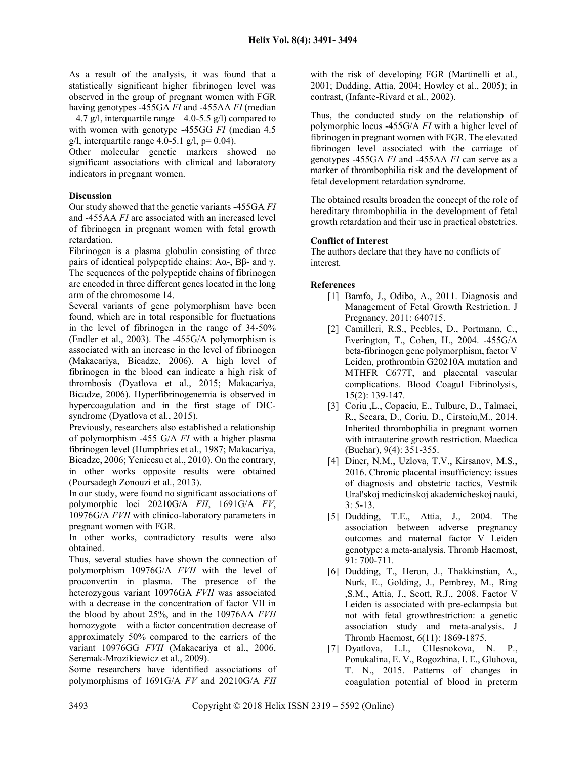As a result of the analysis, it was found that a statistically significant higher fibrinogen level was observed in the group of pregnant women with FGR having genotypes -455GA *FI* and -455AA *FI* (median – 4.7 g/l, interquartile range – 4.0-5.5 g/l) compared to with women with genotype -455GG *FI* (median 4.5 g/l, interquartile range 4.0-5.1 g/l, p= 0.04).

Other molecular genetic markers showed no significant associations with clinical and laboratory indicators in pregnant women.

**Discussion**

Our study showed that the genetic variants -455GA *FI* and -455AA *FI* are associated with an increased level of fibrinogen in pregnant women with fetal growth retardation.

Fibrinogen is a plasma globulin consisting of three pairs of identical polypeptide chains: Aα-, Bβ- and γ. The sequences of the polypeptide chains of fibrinogen are encoded in three different genes located in the long arm of the chromosome 14.

Several variants of gene polymorphism have been found, which are in total responsible for fluctuations in the level of fibrinogen in the range of 34-50% (Endler et al., 2003). The -455G/A polymorphism is associated with an increase in the level of fibrinogen (Makacariya, Bicadze, 2006). A high level of fibrinogen in the blood can indicate a high risk of thrombosis (Dyatlova et al., 2015; Makacariya, Bicadze, 2006). Hyperfibrinogenemia is observed in hypercoagulation and in the first stage of DIC-syndrome (Dyatlova et al., 2015).

Previously, researchers also established a relationship of polymorphism -455 G/A *FI* with a higher plasma fibrinogen level (Humphries et al., 1987; Makacariya, Bicadze, 2006; Yenicesu et al., 2010). On the contrary, in other works opposite results were obtained (Poursadegh Zonouzi et al., 2013).

In our study, were found no significant associations of polymorphic loci 20210G/A *FII*, 1691G/A *FV*, 10976G/A *FVII* with clinico-laboratory parameters in pregnant women with FGR.

In other works, contradictory results were also obtained.

Thus, several studies have shown the connection of polymorphism 10976G/A *FVII* with the level of proconvertin in plasma. The presence of the heterozygous variant 10976GA *FVII* was associated with a decrease in the concentration of factor VII in the blood by about 25%, and in the 10976AA *FVII* homozygote – with a factor concentration decrease of approximately 50% compared to the carriers of the variant 10976GG *FVII* (Makacariya et al., 2006, Seremak-Mrozikiewicz et al., 2009).

Some researchers have identified associations of polymorphisms of 1691G/A *FV* and 20210G/A *FII* with the risk of developing FGR (Martinelli et al., 2001; Dudding, Attia, 2004; Howley et al., 2005); in contrast, (Infante-Rivard et al., 2002).

Thus, the conducted study on the relationship of polymorphic locus -455G/A *FI* with a higher level of fibrinogen in pregnant women with FGR. The elevated fibrinogen level associated with the carriage of genotypes -455GA *FI* and -455AA *FI* can serve as a marker of thrombophilia risk and the development of fetal development retardation syndrome.

The obtained results broaden the concept of the role of hereditary thrombophilia in the development of fetal growth retardation and their use in practical obstetrics.

**Conflict of Interest**

The authors declare that they have no conflicts of interest.

**References**

[1] Bamfo, J., Odibo, A., 2011. Diagnosis and Management of Fetal Growth Restriction. J Pregnancy, 2011: 640715.

[2] Camilleri, R.S., Peebles, D., Portmann, C., Everington, T., Cohen, H., 2004. -455G/A beta-fibrinogen gene polymorphism, factor V Leiden, prothrombin G20210A mutation and MTHFR C677T, and placental vascular complications. Blood Coagul Fibrinolysis, 15(2): 139-147.

[3] Coriu ,L., Copaciu, E., Tulbure, D., Talmaci, R., Secara, D., Coriu, D., Cirstoiu,M., 2014. Inherited thrombophilia in pregnant women with intrauterine growth restriction. Maedica (Buchar), 9(4): 351-355.

[4] Diner, N.M., Uzlova, T.V., Kirsanov, M.S., 2016. Chronic placental insufficiency: issues of diagnosis and obstetric tactics, Vestnik Ural'skoj medicinskoj akademicheskoj nauki, 3: 5-13.

[5] Dudding, T.E., Attia, J., 2004. The association between adverse pregnancy outcomes and maternal factor V Leiden genotype: a meta-analysis. Thromb Haemost, 91: 700-711.

[6] Dudding, T., Heron, J., Thakkinstian, A., Nurk, E., Golding, J., Pembrey, M., Ring ,S.M., Attia, J., Scott, R.J., 2008. Factor V Leiden is associated with pre-eclampsia but not with fetal growthrestriction: a genetic association study and meta-analysis. J Thromb Haemost, 6(11): 1869-1875.

[7] Dyatlova, L.I., CHesnokova, N. P., Ponukalina, E. V., Rogozhina, I. E., Gluhova, T. N., 2015. Patterns of changes in coagulation potential of blood in preterm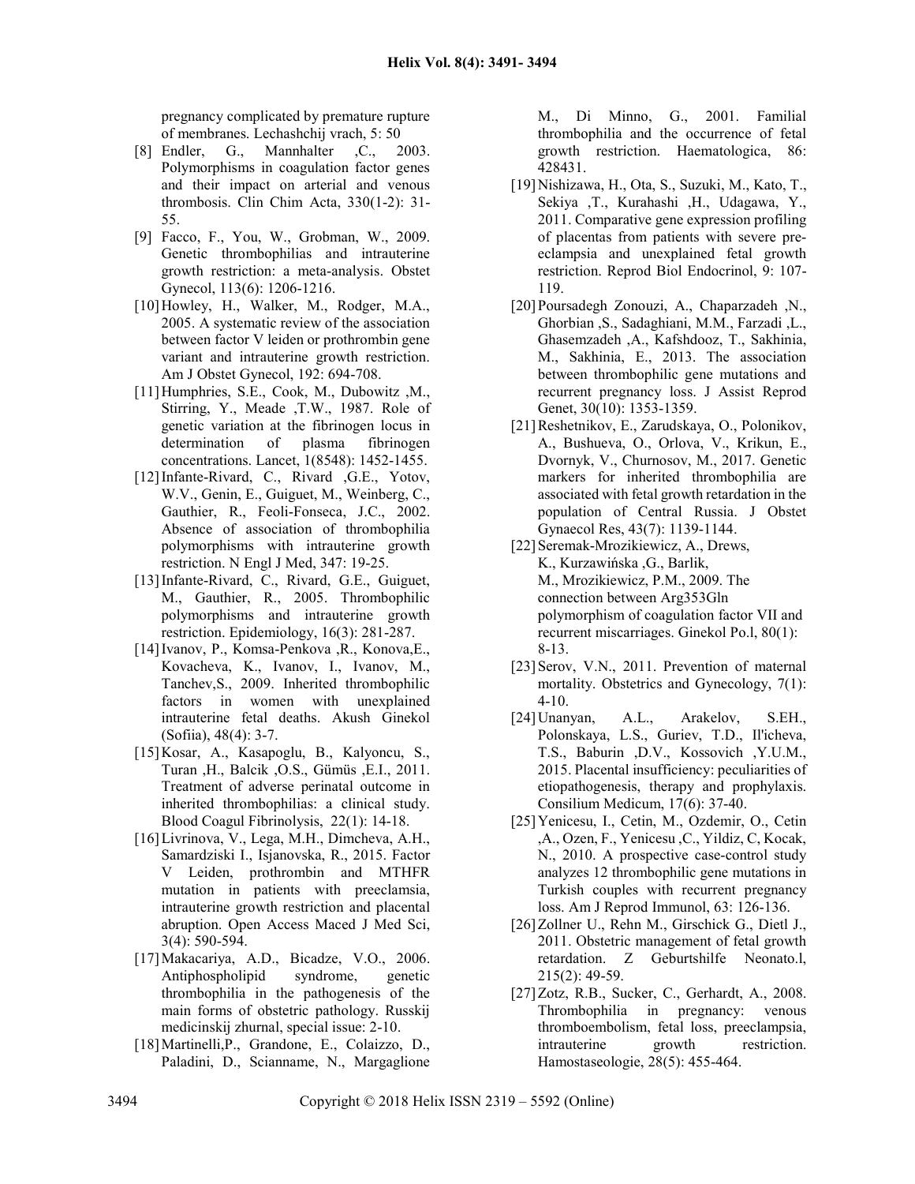pregnancy complicated by premature rupture of membranes. Lechashchij vrach, 5: 50

[8] Endler, G., Mannhalter ,C., 2003. Polymorphisms in coagulation factor genes and their impact on arterial and venous thrombosis. Clin Chim Acta, 330(1-2): 31-55.

[9] Facco, F., You, W., Grobman, W., 2009. Genetic thrombophilias and intrauterine growth restriction: a meta-analysis. Obstet Gynecol, 113(6): 1206-1216.

[10] Howley, H., Walker, M., Rodger, M.A., 2005. A systematic review of the association between factor V leiden or prothrombin gene variant and intrauterine growth restriction. Am J Obstet Gynecol, 192: 694-708.

[11] Humphries, S.E., Cook, M., Dubowitz ,M., Stirring, Y., Meade ,T.W., 1987. Role of genetic variation at the fibrinogen locus in determination of plasma fibrinogen concentrations. Lancet, 1(8548): 1452-1455.

[12] Infante-Rivard, C., Rivard ,G.E., Yotov, W.V., Genin, E., Guiguet, M., Weinberg, C., Gauthier, R., Feoli-Fonseca, J.C., 2002. Absence of association of thrombophilia polymorphisms with intrauterine growth restriction. N Engl J Med, 347: 19-25.

[13] Infante-Rivard, C., Rivard, G.E., Guiguet, M., Gauthier, R., 2005. Thrombophilic polymorphisms and intrauterine growth restriction. Epidemiology, 16(3): 281-287.

[14] Ivanov, P., Komsa-Penkova ,R., Konova,E., Kovacheva, K., Ivanov, I., Ivanov, M., Tanchev,S., 2009. Inherited thrombophilic factors in women with unexplained intrauterine fetal deaths. Akush Ginekol (Sofiia), 48(4): 3-7.

[15] Kosar, A., Kasapoglu, B., Kalyoncu, S., Turan ,H., Balcik ,O.S., Gümüs ,E.I., 2011. Treatment of adverse perinatal outcome in inherited thrombophilias: a clinical study. Blood Coagul Fibrinolysis, 22(1): 14-18.

[16] Livrinova, V., Lega, M.H., Dimcheva, A.H., Samardziski I., Isjanovska, R., 2015. Factor V Leiden, prothrombin and MTHFR mutation in patients with preeclamsia, intrauterine growth restriction and placental abruption. Open Access Maced J Med Sci, 3(4): 590-594.

[17] Makacariya, A.D., Bicadze, V.O., 2006. Antiphospholipid syndrome, genetic thrombophilia in the pathogenesis of the main forms of obstetric pathology. Russkij medicinskij zhurnal, special issue: 2-10.

[18] Martinelli,P., Grandone, E., Colaizzo, D., Paladini, D., Scianname, N., Margaglione M., Di Minno, G., 2001. Familial thrombophilia and the occurrence of fetal growth restriction. Haematologica, 86: 428431.

[19] Nishizawa, H., Ota, S., Suzuki, M., Kato, T., Sekiya ,T., Kurahashi ,H., Udagawa, Y., 2011. Comparative gene expression profiling of placentas from patients with severe pre-eclampsia and unexplained fetal growth restriction. Reprod Biol Endocrinol, 9: 107-119.

[20] Poursadegh Zonouzi, A., Chaparzadeh ,N., Ghorbian ,S., Sadaghiani, M.M., Farzadi ,L., Ghasemzadeh ,A., Kafshdooz, T., Sakhinia, M., Sakhinia, E., 2013. The association between thrombophilic gene mutations and recurrent pregnancy loss. J Assist Reprod Genet, 30(10): 1353-1359.

[21] Reshetnikov, E., Zarudskaya, O., Polonikov, A., Bushueva, O., Orlova, V., Krikun, E., Dvornyk, V., Churnosov, M., 2017. Genetic markers for inherited thrombophilia are associated with fetal growth retardation in the population of Central Russia. J Obstet Gynaecol Res, 43(7): 1139-1144.

[22] Seremak-Mrozikiewicz, A., Drews, K., Kurzawińska ,G., Barlik, M., Mrozikiewicz, P.M., 2009. The connection between Arg353Gln polymorphism of coagulation factor VII and recurrent miscarriages. Ginekol Po.l, 80(1): 8-13.

[23] Serov, V.N., 2011. Prevention of maternal mortality. Obstetrics and Gynecology, 7(1): 4-10.

[24] Unanyan, A.L., Arakelov, S.EH., Polonskaya, L.S., Guriev, T.D., Il'icheva, T.S., Baburin ,D.V., Kossovich ,Y.U.M., 2015. Placental insufficiency: peculiarities of etiopathogenesis, therapy and prophylaxis. Consilium Medicum, 17(6): 37-40.

[25] Yenicesu, I., Cetin, M., Ozdemir, O., Cetin ,A., Ozen, F., Yenicesu ,C., Yildiz, C, Kocak, N., 2010. A prospective case-control study analyzes 12 thrombophilic gene mutations in Turkish couples with recurrent pregnancy loss. Am J Reprod Immunol, 63: 126-136.

[26] Zollner U., Rehn M., Girschick G., Dietl J., 2011. Obstetric management of fetal growth retardation. Z Geburtshilfe Neonato.l, 215(2): 49-59.

[27] Zotz, R.B., Sucker, C., Gerhardt, A., 2008. Thrombophilia in pregnancy: venous thromboembolism, fetal loss, preeclampsia, intrauterine growth restriction. Hamostaseologie, 28(5): 455-464.